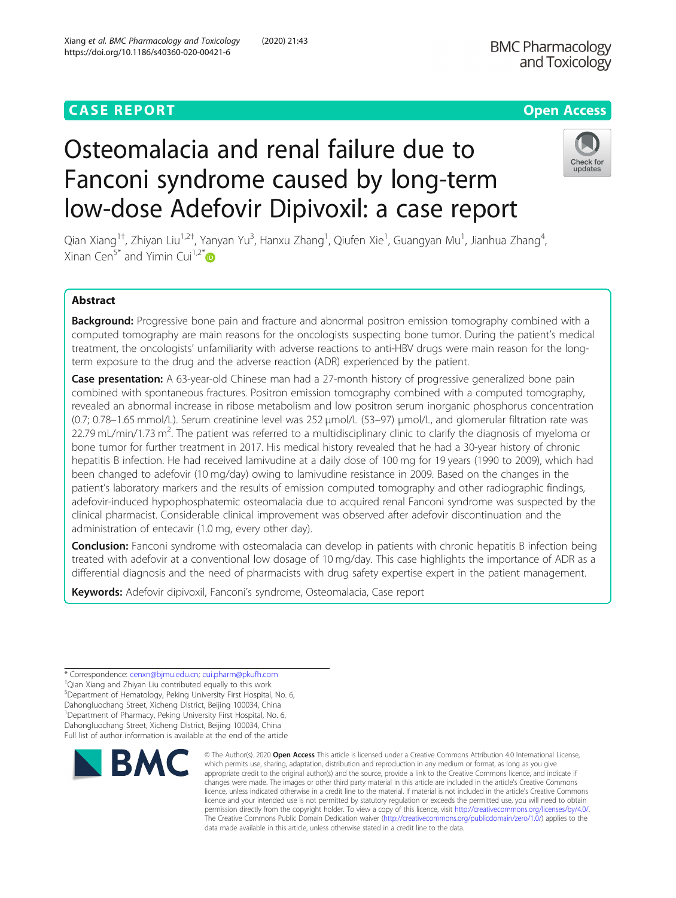CASE REPORT

Open Access

# Osteomalacia and renal failure due to Fanconi syndrome caused by long-term low-dose Adefovir Dipivoxil: a case report

Qian Xiang[1†], Zhiyan Liu[1,2†], Yanyan Yu[3], Hanxu Zhang[1], Qiufen Xie[1], Guangyan Mu[1], Jianhua Zhang[4], Xinan Cen[5*] and Yimin Cui[1,2*]

## Abstract

**Background:** Progressive bone pain and fracture and abnormal positron emission tomography combined with a computed tomography are main reasons for the oncologists suspecting bone tumor. During the patient's medical treatment, the oncologists' unfamiliarity with adverse reactions to anti-HBV drugs were main reason for the long-term exposure to the drug and the adverse reaction (ADR) experienced by the patient.

**Case presentation:** A 63-year-old Chinese man had a 27-month history of progressive generalized bone pain combined with spontaneous fractures. Positron emission tomography combined with a computed tomography, revealed an abnormal increase in ribose metabolism and low positron serum inorganic phosphorus concentration (0.7; 0.78–1.65 mmol/L). Serum creatinine level was 252 μmol/L (53–97) μmol/L, and glomerular filtration rate was 22.79 mL/min/1.73 $m^2$. The patient was referred to a multidisciplinary clinic to clarify the diagnosis of myeloma or bone tumor for further treatment in 2017. His medical history revealed that he had a 30-year history of chronic hepatitis B infection. He had received lamivudine at a daily dose of 100 mg for 19 years (1990 to 2009), which had been changed to adefovir (10 mg/day) owing to lamivudine resistance in 2009. Based on the changes in the patient's laboratory markers and the results of emission computed tomography and other radiographic findings, adefovir-induced hypophosphatemic osteomalacia due to acquired renal Fanconi syndrome was suspected by the clinical pharmacist. Considerable clinical improvement was observed after adefovir discontinuation and the administration of entecavir (1.0 mg, every other day).

**Conclusion:** Fanconi syndrome with osteomalacia can develop in patients with chronic hepatitis B infection being treated with adefovir at a conventional low dosage of 10 mg/day. This case highlights the importance of ADR as a differential diagnosis and the need of pharmacists with drug safety expertise expert in the patient management.

**Keywords:** Adefovir dipivoxil, Fanconi's syndrome, Osteomalacia, Case report

---

* Correspondence: cenxn@bjmu.edu.cn; cui.pharm@pkufh.com
†Qian Xiang and Zhiyan Liu contributed equally to this work.
[5]Department of Hematology, Peking University First Hospital, No. 6, Dahongluochang Street, Xicheng District, Beijing 100034, China
[1]Department of Pharmacy, Peking University First Hospital, No. 6, Dahongluochang Street, Xicheng District, Beijing 100034, China
Full list of author information is available at the end of the article

© The Author(s). 2020 **Open Access** This article is licensed under a Creative Commons Attribution 4.0 International License, which permits use, sharing, adaptation, distribution and reproduction in any medium or format, as long as you give appropriate credit to the original author(s) and the source, provide a link to the Creative Commons licence, and indicate if changes were made. The images or other third party material in this article are included in the article's Creative Commons licence, unless indicated otherwise in a credit line to the material. If material is not included in the article's Creative Commons licence and your intended use is not permitted by statutory regulation or exceeds the permitted use, you will need to obtain permission directly from the copyright holder. To view a copy of this licence, visit http://creativecommons.org/licenses/by/4.0/. The Creative Commons Public Domain Dedication waiver (http://creativecommons.org/publicdomain/zero/1.0/) applies to the data made available in this article, unless otherwise stated in a credit line to the data.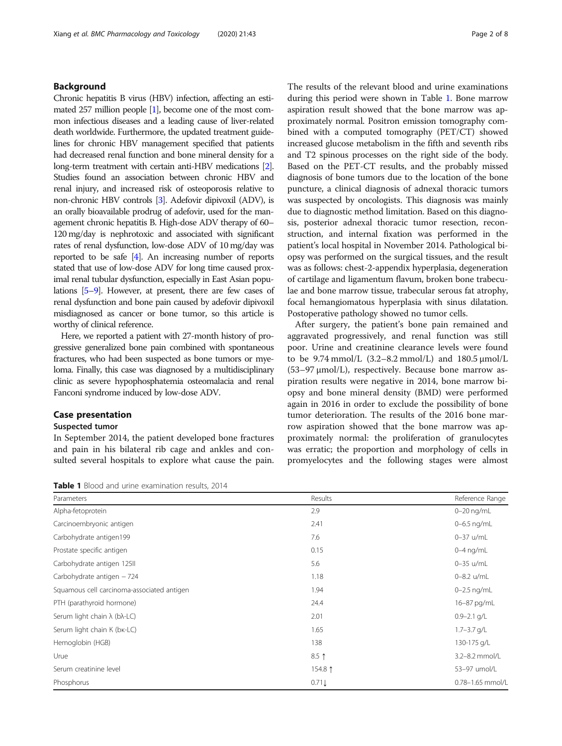## Background

Chronic hepatitis B virus (HBV) infection, affecting an estimated 257 million people [1], become one of the most common infectious diseases and a leading cause of liver-related death worldwide. Furthermore, the updated treatment guidelines for chronic HBV management specified that patients had decreased renal function and bone mineral density for a long-term treatment with certain anti-HBV medications [2]. Studies found an association between chronic HBV and renal injury, and increased risk of osteoporosis relative to non-chronic HBV controls [3]. Adefovir dipivoxil (ADV), is an orally bioavailable prodrug of adefovir, used for the management chronic hepatitis B. High-dose ADV therapy of 60–120 mg/day is nephrotoxic and associated with significant rates of renal dysfunction, low-dose ADV of 10 mg/day was reported to be safe [4]. An increasing number of reports stated that use of low-dose ADV for long time caused proximal renal tubular dysfunction, especially in East Asian populations [5–9]. However, at present, there are few cases of renal dysfunction and bone pain caused by adefovir dipivoxil misdiagnosed as cancer or bone tumor, so this article is worthy of clinical reference.

Here, we reported a patient with 27-month history of progressive generalized bone pain combined with spontaneous fractures, who had been suspected as bone tumors or myeloma. Finally, this case was diagnosed by a multidisciplinary clinic as severe hypophosphatemia osteomalacia and renal Fanconi syndrome induced by low-dose ADV.

## Case presentation

### Suspected tumor

In September 2014, the patient developed bone fractures and pain in his bilateral rib cage and ankles and consulted several hospitals to explore what cause the pain. The results of the relevant blood and urine examinations during this period were shown in Table 1. Bone marrow aspiration result showed that the bone marrow was approximately normal. Positron emission tomography combined with a computed tomography (PET/CT) showed increased glucose metabolism in the fifth and seventh ribs and T2 spinous processes on the right side of the body. Based on the PET-CT results, and the probably missed diagnosis of bone tumors due to the location of the bone puncture, a clinical diagnosis of adnexal thoracic tumors was suspected by oncologists. This diagnosis was mainly due to diagnostic method limitation. Based on this diagnosis, posterior adnexal thoracic tumor resection, reconstruction, and internal fixation was performed in the patient's local hospital in November 2014. Pathological biopsy was performed on the surgical tissues, and the result was as follows: chest-2-appendix hyperplasia, degeneration of cartilage and ligamentum flavum, broken bone trabeculae and bone marrow tissue, trabecular serous fat atrophy, focal hemangiomatous hyperplasia with sinus dilatation. Postoperative pathology showed no tumor cells.

After surgery, the patient's bone pain remained and aggravated progressively, and renal function was still poor. Urine and creatinine clearance levels were found to be 9.74 mmol/L (3.2–8.2 mmol/L) and 180.5 μmol/L (53–97 μmol/L), respectively. Because bone marrow aspiration results were negative in 2014, bone marrow biopsy and bone mineral density (BMD) were performed again in 2016 in order to exclude the possibility of bone tumor deterioration. The results of the 2016 bone marrow aspiration showed that the bone marrow was approximately normal: the proliferation of granulocytes was erratic; the proportion and morphology of cells in promyelocytes and the following stages were almost

**Table 1** Blood and urine examination results, 2014

| Parameters | Results | Reference Range |
| --- | --- | --- |
| Alpha-fetoprotein | 2.9 | 0–20 ng/mL |
| Carcinoembryonic antigen | 2.41 | 0–6.5 ng/mL |
| Carbohydrate antigen199 | 7.6 | 0–37 u/mL |
| Prostate specific antigen | 0.15 | 0–4 ng/mL |
| Carbohydrate antigen 125II | 5.6 | 0–35 u/mL |
| Carbohydrate antigen − 724 | 1.18 | 0–8.2 u/mL |
| Squamous cell carcinoma-associated antigen | 1.94 | 0–2.5 ng/mL |
| PTH (parathyroid hormone) | 24.4 | 16–87 pg/mL |
| Serum light chain λ (bλ-LC) | 2.01 | 0.9–2.1 g/L |
| Serum light chain K (bκ-LC) | 1.65 | 1.7–3.7 g/L |
| Hemoglobin (HGB) | 138 | 130-175 g/L |
| Urue | 8.5 ↑ | 3.2–8.2 mmol/L |
| Serum creatinine level | 154.8 ↑ | 53–97 umol/L |
| Phosphorus | 0.71↓ | 0.78–1.65 mmol/L |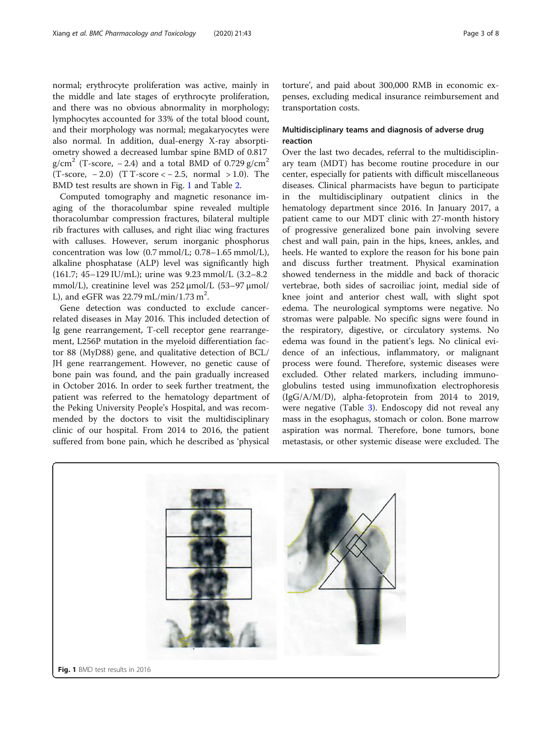normal; erythrocyte proliferation was active, mainly in the middle and late stages of erythrocyte proliferation, and there was no obvious abnormality in morphology; lymphocytes accounted for 33% of the total blood count, and their morphology was normal; megakaryocytes were also normal. In addition, dual-energy X-ray absorptiometry showed a decreased lumbar spine BMD of 0.817 g/cm$^2$ (T-score, − 2.4) and a total BMD of 0.729 g/cm$^2$ (T-score, − 2.0) (T T-score < − 2.5, normal > 1.0). The BMD test results are shown in Fig. 1 and Table 2.

Computed tomography and magnetic resonance imaging of the thoracolumbar spine revealed multiple thoracolumbar compression fractures, bilateral multiple rib fractures with calluses, and right iliac wing fractures with calluses. However, serum inorganic phosphorus concentration was low (0.7 mmol/L; 0.78–1.65 mmol/L), alkaline phosphatase (ALP) level was significantly high (161.7; 45–129 IU/mL); urine was 9.23 mmol/L (3.2–8.2 mmol/L), creatinine level was 252 μmol/L (53–97 μmol/L), and eGFR was 22.79 mL/min/1.73 m$^2$.

Gene detection was conducted to exclude cancer-related diseases in May 2016. This included detection of Ig gene rearrangement, T-cell receptor gene rearrangement, L256P mutation in the myeloid differentiation factor 88 (MyD88) gene, and qualitative detection of BCL/JH gene rearrangement. However, no genetic cause of bone pain was found, and the pain gradually increased in October 2016. In order to seek further treatment, the patient was referred to the hematology department of the Peking University People's Hospital, and was recommended by the doctors to visit the multidisciplinary clinic of our hospital. From 2014 to 2016, the patient suffered from bone pain, which he described as 'physical torture', and paid about 300,000 RMB in economic expenses, excluding medical insurance reimbursement and transportation costs.

## Multidisciplinary teams and diagnosis of adverse drug reaction

Over the last two decades, referral to the multidisciplinary team (MDT) has become routine procedure in our center, especially for patients with difficult miscellaneous diseases. Clinical pharmacists have begun to participate in the multidisciplinary outpatient clinics in the hematology department since 2016. In January 2017, a patient came to our MDT clinic with 27-month history of progressive generalized bone pain involving severe chest and wall pain, pain in the hips, knees, ankles, and heels. He wanted to explore the reason for his bone pain and discuss further treatment. Physical examination showed tenderness in the middle and back of thoracic vertebrae, both sides of sacroiliac joint, medial side of knee joint and anterior chest wall, with slight spot edema. The neurological symptoms were negative. No stromas were palpable. No specific signs were found in the respiratory, digestive, or circulatory systems. No edema was found in the patient's legs. No clinical evidence of an infectious, inflammatory, or malignant process were found. Therefore, systemic diseases were excluded. Other related markers, including immunoglobulins tested using immunofixation electrophoresis (IgG/A/M/D), alpha-fetoprotein from 2014 to 2019, were negative (Table 3). Endoscopy did not reveal any mass in the esophagus, stomach or colon. Bone marrow aspiration was normal. Therefore, bone tumors, bone metastasis, or other systemic disease were excluded. The

**Fig. 1** BMD test results in 2016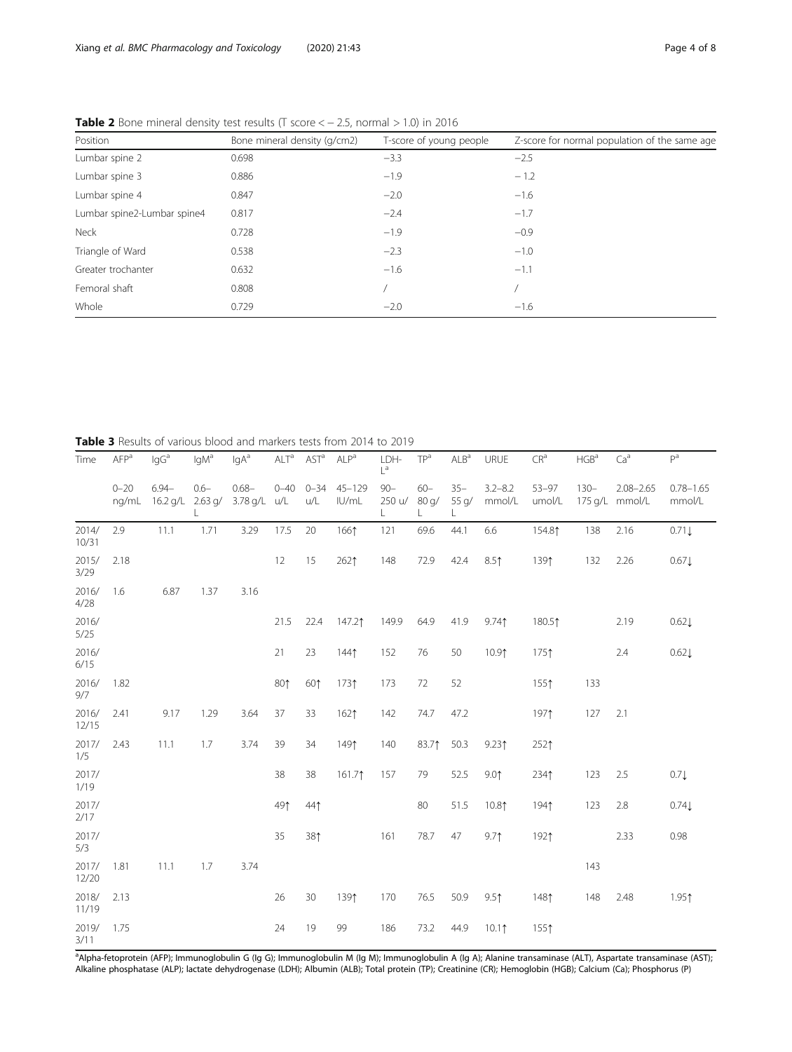**Table 2** Bone mineral density test results (T score < − 2.5, normal > 1.0) in 2016

| Position | Bone mineral density (g/cm2) | T-score of young people | Z-score for normal population of the same age |
|---|---|---|---|
| Lumbar spine 2 | 0.698 | −3.3 | −2.5 |
| Lumbar spine 3 | 0.886 | −1.9 | − 1.2 |
| Lumbar spine 4 | 0.847 | −2.0 | −1.6 |
| Lumbar spine2-Lumbar spine4 | 0.817 | −2.4 | −1.7 |
| Neck | 0.728 | −1.9 | −0.9 |
| Triangle of Ward | 0.538 | −2.3 | −1.0 |
| Greater trochanter | 0.632 | −1.6 | −1.1 |
| Femoral shaft | 0.808 | / | / |
| Whole | 0.729 | −2.0 | −1.6 |

**Table 3** Results of various blood and markers tests from 2014 to 2019

| Time | AFP[a] | IgG[a] | IgM[a] | IgA[a] | ALT[a] | AST[a] | ALP[a] | LDH-L[a] | TP[a] | ALB[a] | URUE | CR[a] | HGB[a] | Ca[a] | P[a] |
|---|---|---|---|---|---|---|---|---|---|---|---|---|---|---|---|
| | 0–20 ng/mL | 6.94–16.2 g/L | 0.6–2.63 g/L | 0.68–3.78 g/L | 0–40 u/L | 0–34 u/L | 45–129 IU/mL | 90–250 u/L | 60–80 g/L | 35–55 g/L | 3.2–8.2 mmol/L | 53–97 umol/L | 130–175 g/L | 2.08–2.65 mmol/L | 0.78–1.65 mmol/L |
| 2014/10/31 | 2.9 | 11.1 | 1.71 | 3.29 | 17.5 | 20 | 166↑ | 121 | 69.6 | 44.1 | 6.6 | 154.8↑ | 138 | 2.16 | 0.71↓ |
| 2015/3/29 | 2.18 | | | | 12 | 15 | 262↑ | 148 | 72.9 | 42.4 | 8.5↑ | 139↑ | 132 | 2.26 | 0.67↓ |
| 2016/4/28 | 1.6 | 6.87 | 1.37 | 3.16 | | | | | | | | | | | |
| 2016/5/25 | | | | | 21.5 | 22.4 | 147.2↑ | 149.9 | 64.9 | 41.9 | 9.74↑ | 180.5↑ | | 2.19 | 0.62↓ |
| 2016/6/15 | | | | | 21 | 23 | 144↑ | 152 | 76 | 50 | 10.9↑ | 175↑ | | 2.4 | 0.62↓ |
| 2016/9/7 | 1.82 | | | | 80↑ | 60↑ | 173↑ | 173 | 72 | 52 | | 155↑ | 133 | | |
| 2016/12/15 | 2.41 | 9.17 | 1.29 | 3.64 | 37 | 33 | 162↑ | 142 | 74.7 | 47.2 | | 197↑ | 127 | 2.1 | |
| 2017/1/5 | 2.43 | 11.1 | 1.7 | 3.74 | 39 | 34 | 149↑ | 140 | 83.7↑ | 50.3 | 9.23↑ | 252↑ | | | |
| 2017/1/19 | | | | | 38 | 38 | 161.7↑ | 157 | 79 | 52.5 | 9.0↑ | 234↑ | 123 | 2.5 | 0.7↓ |
| 2017/2/17 | | | | | 49↑ | 44↑ | | | 80 | 51.5 | 10.8↑ | 194↑ | 123 | 2.8 | 0.74↓ |
| 2017/5/3 | | | | | 35 | 38↑ | | 161 | 78.7 | 47 | 9.7↑ | 192↑ | | 2.33 | 0.98 |
| 2017/12/20 | 1.81 | 11.1 | 1.7 | 3.74 | | | | | | | | | 143 | | |
| 2018/11/19 | 2.13 | | | | 26 | 30 | 139↑ | 170 | 76.5 | 50.9 | 9.5↑ | 148↑ | 148 | 2.48 | 1.95↑ |
| 2019/3/11 | 1.75 | | | | 24 | 19 | 99 | 186 | 73.2 | 44.9 | 10.1↑ | 155↑ | | | |

[a]Alpha-fetoprotein (AFP); Immunoglobulin G (Ig G); Immunoglobulin M (Ig M); Immunoglobulin A (Ig A); Alanine transaminase (ALT), Aspartate transaminase (AST); Alkaline phosphatase (ALP); lactate dehydrogenase (LDH); Albumin (ALB); Total protein (TP); Creatinine (CR); Hemoglobin (HGB); Calcium (Ca); Phosphorus (P)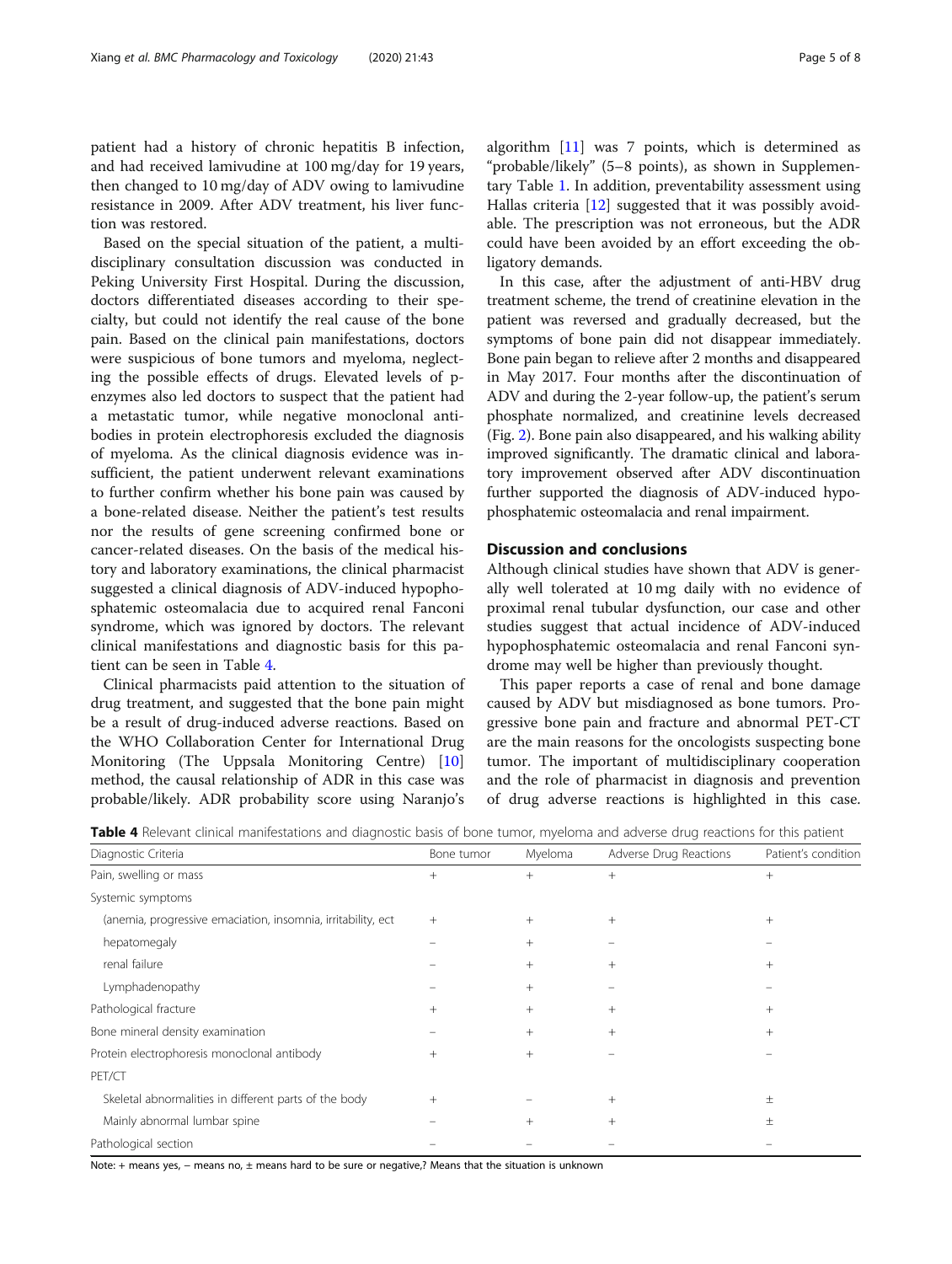patient had a history of chronic hepatitis B infection, and had received lamivudine at 100 mg/day for 19 years, then changed to 10 mg/day of ADV owing to lamivudine resistance in 2009. After ADV treatment, his liver function was restored.

Based on the special situation of the patient, a multidisciplinary consultation discussion was conducted in Peking University First Hospital. During the discussion, doctors differentiated diseases according to their specialty, but could not identify the real cause of the bone pain. Based on the clinical pain manifestations, doctors were suspicious of bone tumors and myeloma, neglecting the possible effects of drugs. Elevated levels of p-enzymes also led doctors to suspect that the patient had a metastatic tumor, while negative monoclonal antibodies in protein electrophoresis excluded the diagnosis of myeloma. As the clinical diagnosis evidence was insufficient, the patient underwent relevant examinations to further confirm whether his bone pain was caused by a bone-related disease. Neither the patient's test results nor the results of gene screening confirmed bone or cancer-related diseases. On the basis of the medical history and laboratory examinations, the clinical pharmacist suggested a clinical diagnosis of ADV-induced hypophosphatemic osteomalacia due to acquired renal Fanconi syndrome, which was ignored by doctors. The relevant clinical manifestations and diagnostic basis for this patient can be seen in Table 4.

Clinical pharmacists paid attention to the situation of drug treatment, and suggested that the bone pain might be a result of drug-induced adverse reactions. Based on the WHO Collaboration Center for International Drug Monitoring (The Uppsala Monitoring Centre) [10] method, the causal relationship of ADR in this case was probable/likely. ADR probability score using Naranjo's algorithm [11] was 7 points, which is determined as "probable/likely" (5–8 points), as shown in Supplementary Table 1. In addition, preventability assessment using Hallas criteria [12] suggested that it was possibly avoidable. The prescription was not erroneous, but the ADR could have been avoided by an effort exceeding the obligatory demands.

In this case, after the adjustment of anti-HBV drug treatment scheme, the trend of creatinine elevation in the patient was reversed and gradually decreased, but the symptoms of bone pain did not disappear immediately. Bone pain began to relieve after 2 months and disappeared in May 2017. Four months after the discontinuation of ADV and during the 2-year follow-up, the patient's serum phosphate normalized, and creatinine levels decreased (Fig. 2). Bone pain also disappeared, and his walking ability improved significantly. The dramatic clinical and laboratory improvement observed after ADV discontinuation further supported the diagnosis of ADV-induced hypophosphatemic osteomalacia and renal impairment.

## Discussion and conclusions

Although clinical studies have shown that ADV is generally well tolerated at 10 mg daily with no evidence of proximal renal tubular dysfunction, our case and other studies suggest that actual incidence of ADV-induced hypophosphatemic osteomalacia and renal Fanconi syndrome may well be higher than previously thought.

This paper reports a case of renal and bone damage caused by ADV but misdiagnosed as bone tumors. Progressive bone pain and fracture and abnormal PET-CT are the main reasons for the oncologists suspecting bone tumor. The important of multidisciplinary cooperation and the role of pharmacist in diagnosis and prevention of drug adverse reactions is highlighted in this case.

**Table 4** Relevant clinical manifestations and diagnostic basis of bone tumor, myeloma and adverse drug reactions for this patient

| Diagnostic Criteria | Bone tumor | Myeloma | Adverse Drug Reactions | Patient's condition |
|---|---|---|---|---|
| Pain, swelling or mass | + | + | + | + |
| Systemic symptoms | | | | |
| (anemia, progressive emaciation, insomnia, irritability, ect | + | + | + | + |
| hepatomegaly | – | + | – | – |
| renal failure | – | + | + | + |
| Lymphadenopathy | – | + | – | – |
| Pathological fracture | + | + | + | + |
| Bone mineral density examination | – | + | + | + |
| Protein electrophoresis monoclonal antibody | + | + | – | – |
| PET/CT | | | | |
| Skeletal abnormalities in different parts of the body | + | – | + | ± |
| Mainly abnormal lumbar spine | – | + | + | ± |
| Pathological section | – | – | – | – |

Note: + means yes, – means no, ± means hard to be sure or negative,? Means that the situation is unknown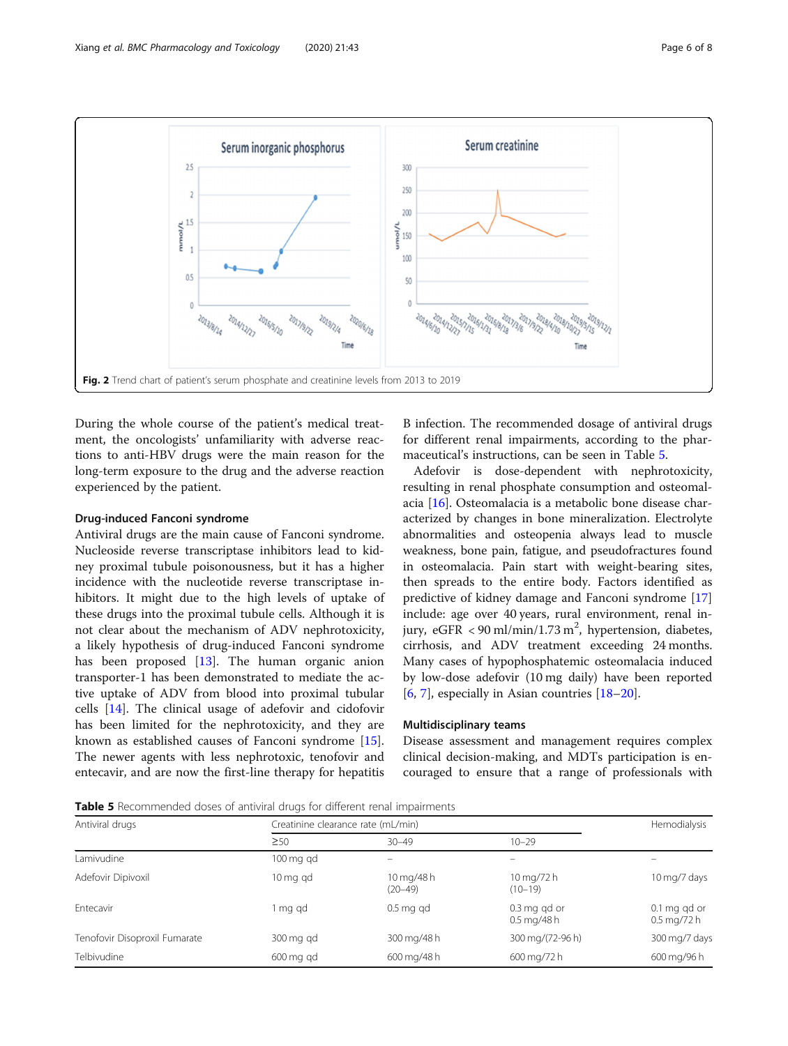Fig. 2 Trend chart of patient's serum phosphate and creatinine levels from 2013 to 2019

During the whole course of the patient's medical treatment, the oncologists' unfamiliarity with adverse reactions to anti-HBV drugs were the main reason for the long-term exposure to the drug and the adverse reaction experienced by the patient.

### Drug-induced Fanconi syndrome

Antiviral drugs are the main cause of Fanconi syndrome. Nucleoside reverse transcriptase inhibitors lead to kidney proximal tubule poisonousness, but it has a higher incidence with the nucleotide reverse transcriptase inhibitors. It might due to the high levels of uptake of these drugs into the proximal tubule cells. Although it is not clear about the mechanism of ADV nephrotoxicity, a likely hypothesis of drug-induced Fanconi syndrome has been proposed [13]. The human organic anion transporter-1 has been demonstrated to mediate the active uptake of ADV from blood into proximal tubular cells [14]. The clinical usage of adefovir and cidofovir has been limited for the nephrotoxicity, and they are known as established causes of Fanconi syndrome [15]. The newer agents with less nephrotoxic, tenofovir and entecavir, and are now the first-line therapy for hepatitis B infection. The recommended dosage of antiviral drugs for different renal impairments, according to the pharmaceutical's instructions, can be seen in Table 5.

Adefovir is dose-dependent with nephrotoxicity, resulting in renal phosphate consumption and osteomalacia [16]. Osteomalacia is a metabolic bone disease characterized by changes in bone mineralization. Electrolyte abnormalities and osteopenia always lead to muscle weakness, bone pain, fatigue, and pseudofractures found in osteomalacia. Pain start with weight-bearing sites, then spreads to the entire body. Factors identified as predictive of kidney damage and Fanconi syndrome [17] include: age over 40 years, rural environment, renal injury, eGFR < 90 ml/min/1.73 $m^2$, hypertension, diabetes, cirrhosis, and ADV treatment exceeding 24 months. Many cases of hypophosphatemic osteomalacia induced by low-dose adefovir (10 mg daily) have been reported [6, 7], especially in Asian countries [18–20].

### Multidisciplinary teams

Disease assessment and management requires complex clinical decision-making, and MDTs participation is encouraged to ensure that a range of professionals with

**Table 5** Recommended doses of antiviral drugs for different renal impairments

| Antiviral drugs | Creatinine clearance rate (mL/min) | | | Hemodialysis |
|---|---|---|---|---|
| | ≥50 | 30–49 | 10–29 | |
| Lamivudine | 100 mg qd | – | – | – |
| Adefovir Dipivoxil | 10 mg qd | 10 mg/48 h (20–49) | 10 mg/72 h (10–19) | 10 mg/7 days |
| Entecavir | 1 mg qd | 0.5 mg qd | 0.3 mg qd or 0.5 mg/48 h | 0.1 mg qd or 0.5 mg/72 h |
| Tenofovir Disoproxil Fumarate | 300 mg qd | 300 mg/48 h | 300 mg/(72-96 h) | 300 mg/7 days |
| Telbivudine | 600 mg qd | 600 mg/48 h | 600 mg/72 h | 600 mg/96 h |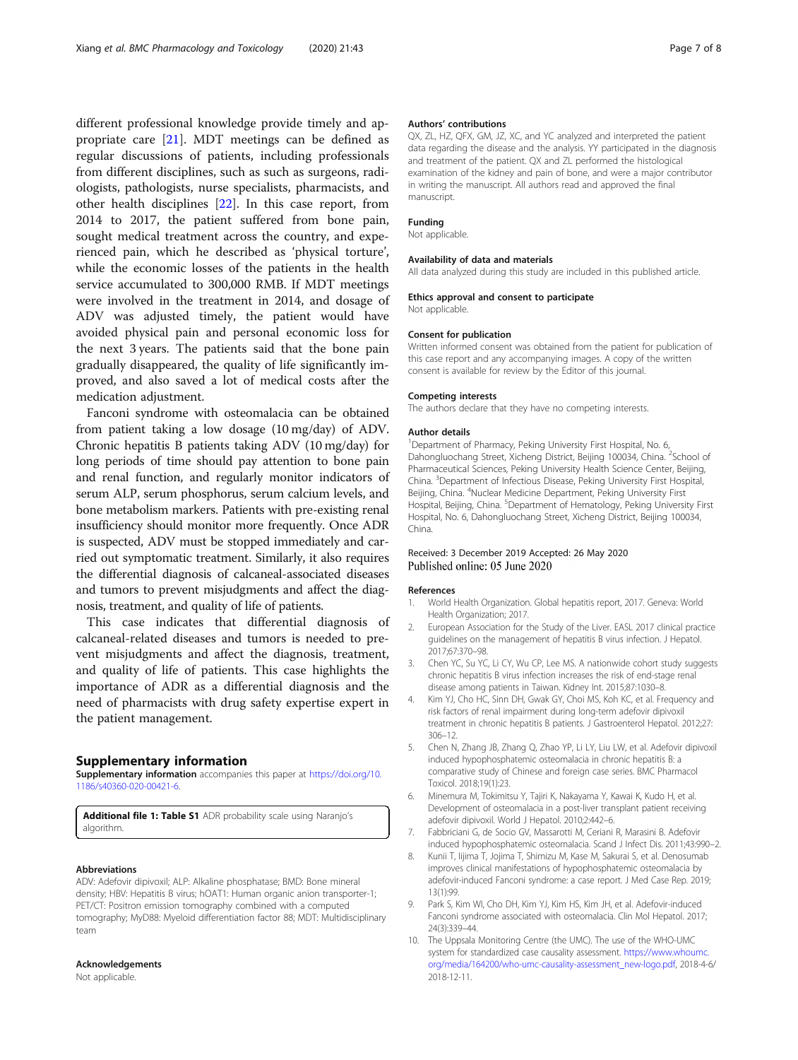different professional knowledge provide timely and appropriate care [21]. MDT meetings can be defined as regular discussions of patients, including professionals from different disciplines, such as such as surgeons, radiologists, pathologists, nurse specialists, pharmacists, and other health disciplines [22]. In this case report, from 2014 to 2017, the patient suffered from bone pain, sought medical treatment across the country, and experienced pain, which he described as 'physical torture', while the economic losses of the patients in the health service accumulated to 300,000 RMB. If MDT meetings were involved in the treatment in 2014, and dosage of ADV was adjusted timely, the patient would have avoided physical pain and personal economic loss for the next 3 years. The patients said that the bone pain gradually disappeared, the quality of life significantly improved, and also saved a lot of medical costs after the medication adjustment.

Fanconi syndrome with osteomalacia can be obtained from patient taking a low dosage (10 mg/day) of ADV. Chronic hepatitis B patients taking ADV (10 mg/day) for long periods of time should pay attention to bone pain and renal function, and regularly monitor indicators of serum ALP, serum phosphorus, serum calcium levels, and bone metabolism markers. Patients with pre-existing renal insufficiency should monitor more frequently. Once ADR is suspected, ADV must be stopped immediately and carried out symptomatic treatment. Similarly, it also requires the differential diagnosis of calcaneal-associated diseases and tumors to prevent misjudgments and affect the diagnosis, treatment, and quality of life of patients.

This case indicates that differential diagnosis of calcaneal-related diseases and tumors is needed to prevent misjudgments and affect the diagnosis, treatment, and quality of life of patients. This case highlights the importance of ADR as a differential diagnosis and the need of pharmacists with drug safety expertise expert in the patient management.

## Supplementary information

**Supplementary information** accompanies this paper at https://doi.org/10.1186/s40360-020-00421-6.

**Additional file 1: Table S1** ADR probability scale using Naranjo's algorithm.

### Abbreviations

ADV: Adefovir dipivoxil; ALP: Alkaline phosphatase; BMD: Bone mineral density; HBV: Hepatitis B virus; hOAT1: Human organic anion transporter-1; PET/CT: Positron emission tomography combined with a computed tomography; MyD88: Myeloid differentiation factor 88; MDT: Multidisciplinary team

### Acknowledgements

Not applicable.

### Authors' contributions

QX, ZL, HZ, QFX, GM, JZ, XC, and YC analyzed and interpreted the patient data regarding the disease and the analysis. YY participated in the diagnosis and treatment of the patient. QX and ZL performed the histological examination of the kidney and pain of bone, and were a major contributor in writing the manuscript. All authors read and approved the final manuscript.

### Funding

Not applicable.

### Availability of data and materials

All data analyzed during this study are included in this published article.

### Ethics approval and consent to participate

Not applicable.

### Consent for publication

Written informed consent was obtained from the patient for publication of this case report and any accompanying images. A copy of the written consent is available for review by the Editor of this journal.

### Competing interests

The authors declare that they have no competing interests.

### Author details

[1]Department of Pharmacy, Peking University First Hospital, No. 6, Dahongluochang Street, Xicheng District, Beijing 100034, China. [2]School of Pharmaceutical Sciences, Peking University Health Science Center, Beijing, China. [3]Department of Infectious Disease, Peking University First Hospital, Beijing, China. [4]Nuclear Medicine Department, Peking University First Hospital, Beijing, China. [5]Department of Hematology, Peking University First Hospital, No. 6, Dahongluochang Street, Xicheng District, Beijing 100034, China.

Received: 3 December 2019 Accepted: 26 May 2020
Published online: 05 June 2020

### References

1. World Health Organization. Global hepatitis report, 2017. Geneva: World Health Organization; 2017.
2. European Association for the Study of the Liver. EASL 2017 clinical practice guidelines on the management of hepatitis B virus infection. J Hepatol. 2017;67:370–98.
3. Chen YC, Su YC, Li CY, Wu CP, Lee MS. A nationwide cohort study suggests chronic hepatitis B virus infection increases the risk of end-stage renal disease among patients in Taiwan. Kidney Int. 2015;87:1030–8.
4. Kim YJ, Cho HC, Sinn DH, Gwak GY, Choi MS, Koh KC, et al. Frequency and risk factors of renal impairment during long-term adefovir dipivoxil treatment in chronic hepatitis B patients. J Gastroenterol Hepatol. 2012;27:306–12.
5. Chen N, Zhang JB, Zhang Q, Zhao YP, Li LY, Liu LW, et al. Adefovir dipivoxil induced hypophosphatemic osteomalacia in chronic hepatitis B: a comparative study of Chinese and foreign case series. BMC Pharmacol Toxicol. 2018;19(1):23.
6. Minemura M, Tokimitsu Y, Tajiri K, Nakayama Y, Kawai K, Kudo H, et al. Development of osteomalacia in a post-liver transplant patient receiving adefovir dipivoxil. World J Hepatol. 2010;2:442–6.
7. Fabbriciani G, de Socio GV, Massarotti M, Ceriani R, Marasini B. Adefovir induced hypophosphatemic osteomalacia. Scand J Infect Dis. 2011;43:990–2.
8. Kunii T, Iijima T, Jojima T, Shimizu M, Kase M, Sakurai S, et al. Denosumab improves clinical manifestations of hypophosphatemic osteomalacia by adefovir-induced Fanconi syndrome: a case report. J Med Case Rep. 2019;13(1):99.
9. Park S, Kim WI, Cho DH, Kim YJ, Kim HS, Kim JH, et al. Adefovir-induced Fanconi syndrome associated with osteomalacia. Clin Mol Hepatol. 2017;24(3):339–44.
10. The Uppsala Monitoring Centre (the UMC). The use of the WHO-UMC system for standardized case causality assessment. https://www.whoumc.org/media/164200/who-umc-causality-assessment_new-logo.pdf, 2018-4-6/2018-12-11.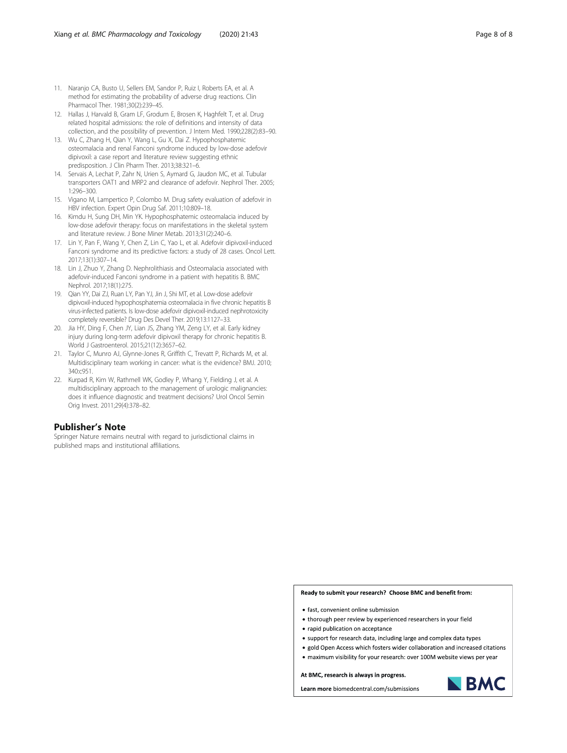11. Naranjo CA, Busto U, Sellers EM, Sandor P, Ruiz I, Roberts EA, et al. A method for estimating the probability of adverse drug reactions. Clin Pharmacol Ther. 1981;30(2):239–45.
12. Hallas J, Harvald B, Gram LF, Grodum E, Brosen K, Haghfelt T, et al. Drug related hospital admissions: the role of definitions and intensity of data collection, and the possibility of prevention. J Intern Med. 1990;228(2):83–90.
13. Wu C, Zhang H, Qian Y, Wang L, Gu X, Dai Z. Hypophosphatemic osteomalacia and renal Fanconi syndrome induced by low-dose adefovir dipivoxil: a case report and literature review suggesting ethnic predisposition. J Clin Pharm Ther. 2013;38:321–6.
14. Servais A, Lechat P, Zahr N, Urien S, Aymard G, Jaudon MC, et al. Tubular transporters OAT1 and MRP2 and clearance of adefovir. Nephrol Ther. 2005; 1:296–300.
15. Vigano M, Lampertico P, Colombo M. Drug safety evaluation of adefovir in HBV infection. Expert Opin Drug Saf. 2011;10:809–18.
16. Kimdu H, Sung DH, Min YK. Hypophosphatemic osteomalacia induced by low-dose adefovir therapy: focus on manifestations in the skeletal system and literature review. J Bone Miner Metab. 2013;31(2):240–6.
17. Lin Y, Pan F, Wang Y, Chen Z, Lin C, Yao L, et al. Adefovir dipivoxil-induced Fanconi syndrome and its predictive factors: a study of 28 cases. Oncol Lett. 2017;13(1):307–14.
18. Lin J, Zhuo Y, Zhang D. Nephrolithiasis and Osteomalacia associated with adefovir-induced Fanconi syndrome in a patient with hepatitis B. BMC Nephrol. 2017;18(1):275.
19. Qian YY, Dai ZJ, Ruan LY, Pan YJ, Jin J, Shi MT, et al. Low-dose adefovir dipivoxil-induced hypophosphatemia osteomalacia in five chronic hepatitis B virus-infected patients. Is low-dose adefovir dipivoxil-induced nephrotoxicity completely reversible? Drug Des Devel Ther. 2019;13:1127–33.
20. Jia HY, Ding F, Chen JY, Lian JS, Zhang YM, Zeng LY, et al. Early kidney injury during long-term adefovir dipivoxil therapy for chronic hepatitis B. World J Gastroenterol. 2015;21(12):3657–62.
21. Taylor C, Munro AJ, Glynne-Jones R, Griffith C, Trevatt P, Richards M, et al. Multidisciplinary team working in cancer: what is the evidence? BMJ. 2010; 340:c951.
22. Kurpad R, Kim W, Rathmell WK, Godley P, Whang Y, Fielding J, et al. A multidisciplinary approach to the management of urologic malignancies: does it influence diagnostic and treatment decisions? Urol Oncol Semin Orig Invest. 2011;29(4):378–82.

## Publisher's Note

Springer Nature remains neutral with regard to jurisdictional claims in published maps and institutional affiliations.

**Ready to submit your research? Choose BMC and benefit from:**

- fast, convenient online submission
- thorough peer review by experienced researchers in your field
- rapid publication on acceptance
- support for research data, including large and complex data types
- gold Open Access which fosters wider collaboration and increased citations
- maximum visibility for your research: over 100M website views per year

**At BMC, research is always in progress.**

**Learn more** biomedcentral.com/submissions

BMC